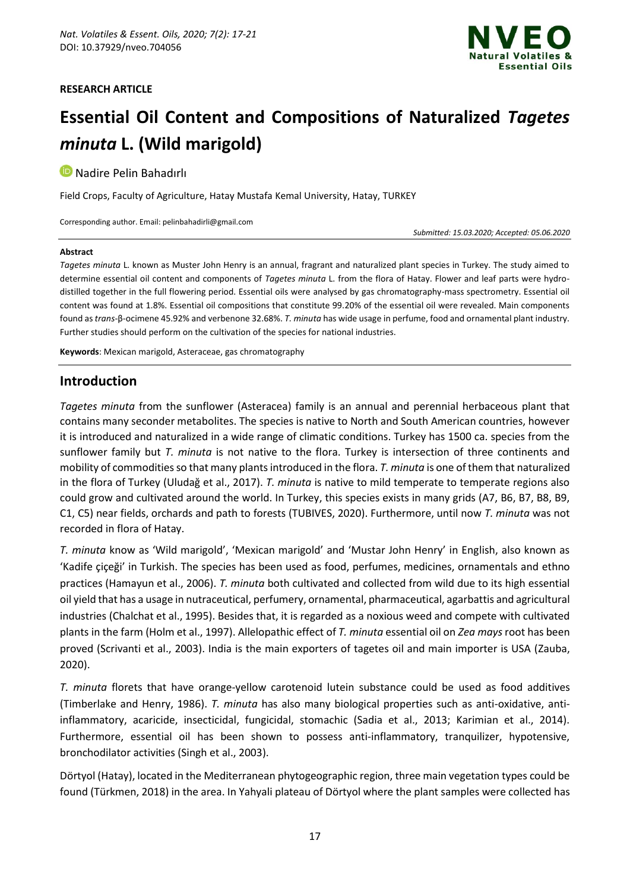**RESEARCH ARTICLE**

# Essential Oil Content and Compositions of Naturalized *Tagetes minuta* L. (Wild marigold)

Nadire Pelin Bahadırlı

Field Crops, Faculty of Agriculture, Hatay Mustafa Kemal University, Hatay, TURKEY

Corresponding author. Email: pelinbahadirli@gmail.com

*Submitted: 15.03.2020; Accepted: 05.06.2020*

**Abstract**

*Tagetes minuta* L. known as Muster John Henry is an annual, fragrant and naturalized plant species in Turkey. The study aimed to determine essential oil content and components of *Tagetes minuta* L. from the flora of Hatay. Flower and leaf parts were hydro-distilled together in the full flowering period. Essential oils were analysed by gas chromatography-mass spectrometry. Essential oil content was found at 1.8%. Essential oil compositions that constitute 99.20% of the essential oil were revealed. Main components found as *trans*-β-ocimene 45.92% and verbenone 32.68%. *T. minuta* has wide usage in perfume, food and ornamental plant industry. Further studies should perform on the cultivation of the species for national industries.

**Keywords**: Mexican marigold, Asteraceae, gas chromatography

## Introduction

*Tagetes minuta* from the sunflower (Asteracea) family is an annual and perennial herbaceous plant that contains many seconder metabolites. The species is native to North and South American countries, however it is introduced and naturalized in a wide range of climatic conditions. Turkey has 1500 ca. species from the sunflower family but *T. minuta* is not native to the flora. Turkey is intersection of three continents and mobility of commodities so that many plants introduced in the flora. *T. minuta* is one of them that naturalized in the flora of Turkey (Uludağ et al., 2017). *T. minuta* is native to mild temperate to temperate regions also could grow and cultivated around the world. In Turkey, this species exists in many grids (A7, B6, B7, B8, B9, C1, C5) near fields, orchards and path to forests (TUBIVES, 2020). Furthermore, until now *T. minuta* was not recorded in flora of Hatay.

*T. minuta* know as 'Wild marigold', 'Mexican marigold' and 'Mustar John Henry' in English, also known as 'Kadife çiçeği' in Turkish. The species has been used as food, perfumes, medicines, ornamentals and ethno practices (Hamayun et al., 2006). *T. minuta* both cultivated and collected from wild due to its high essential oil yield that has a usage in nutraceutical, perfumery, ornamental, pharmaceutical, agarbattis and agricultural industries (Chalchat et al., 1995). Besides that, it is regarded as a noxious weed and compete with cultivated plants in the farm (Holm et al., 1997). Allelopathic effect of *T. minuta* essential oil on *Zea mays* root has been proved (Scrivanti et al., 2003). India is the main exporters of tagetes oil and main importer is USA (Zauba, 2020).

*T. minuta* florets that have orange-yellow carotenoid lutein substance could be used as food additives (Timberlake and Henry, 1986). *T. minuta* has also many biological properties such as anti-oxidative, anti-inflammatory, acaricide, insecticidal, fungicidal, stomachic (Sadia et al., 2013; Karimian et al., 2014). Furthermore, essential oil has been shown to possess anti-inflammatory, tranquilizer, hypotensive, bronchodilator activities (Singh et al., 2003).

Dörtyol (Hatay), located in the Mediterranean phytogeographic region, three main vegetation types could be found (Türkmen, 2018) in the area. In Yahyali plateau of Dörtyol where the plant samples were collected has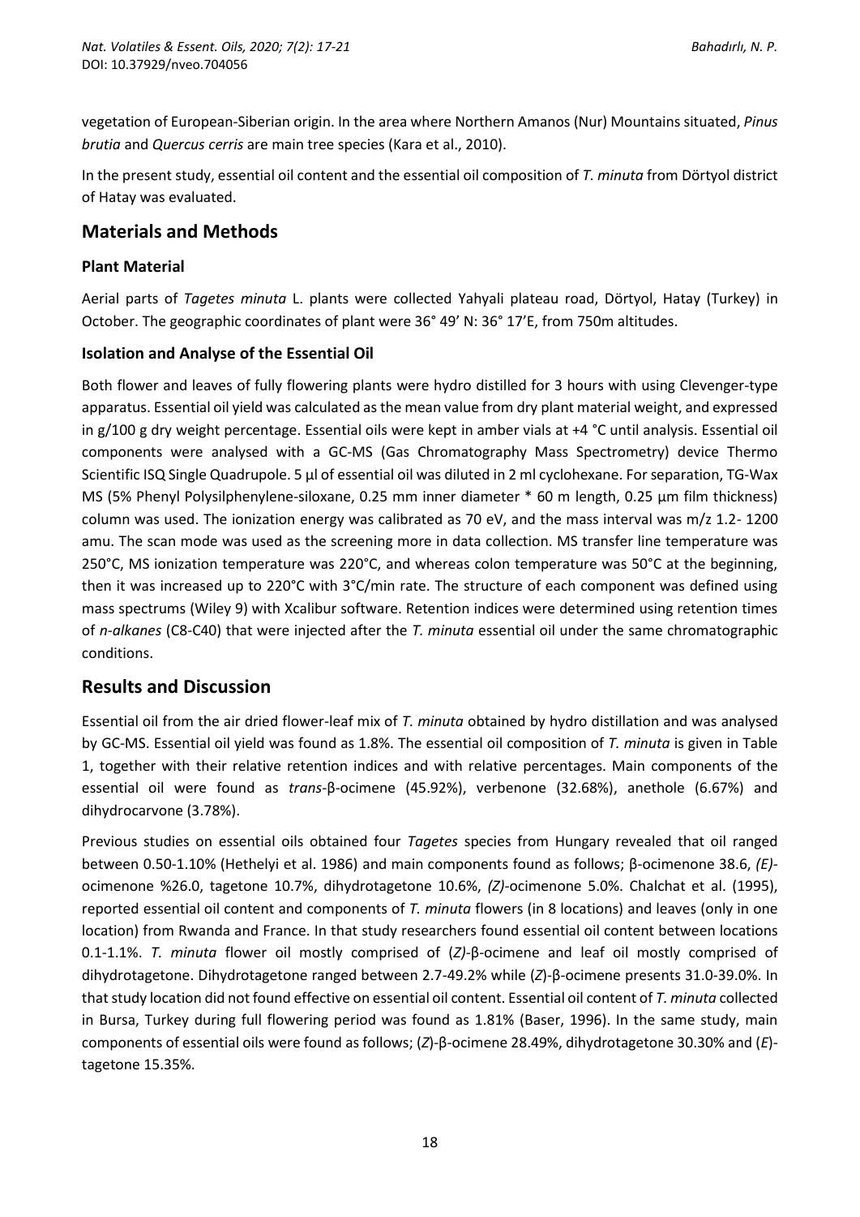vegetation of European-Siberian origin. In the area where Northern Amanos (Nur) Mountains situated, *Pinus brutia* and *Quercus cerris* are main tree species (Kara et al., 2010).

In the present study, essential oil content and the essential oil composition of *T. minuta* from Dörtyol district of Hatay was evaluated.

## Materials and Methods

### Plant Material

Aerial parts of *Tagetes minuta* L. plants were collected Yahyali plateau road, Dörtyol, Hatay (Turkey) in October. The geographic coordinates of plant were 36° 49' N: 36° 17'E, from 750m altitudes.

### Isolation and Analyse of the Essential Oil

Both flower and leaves of fully flowering plants were hydro distilled for 3 hours with using Clevenger-type apparatus. Essential oil yield was calculated as the mean value from dry plant material weight, and expressed in g/100 g dry weight percentage. Essential oils were kept in amber vials at +4 °C until analysis. Essential oil components were analysed with a GC-MS (Gas Chromatography Mass Spectrometry) device Thermo Scientific ISQ Single Quadrupole. 5 µl of essential oil was diluted in 2 ml cyclohexane. For separation, TG-Wax MS (5% Phenyl Polysilphenylene-siloxane, 0.25 mm inner diameter * 60 m length, 0.25 µm film thickness) column was used. The ionization energy was calibrated as 70 eV, and the mass interval was m/z 1.2- 1200 amu. The scan mode was used as the screening more in data collection. MS transfer line temperature was 250°C, MS ionization temperature was 220°C, and whereas colon temperature was 50°C at the beginning, then it was increased up to 220°C with 3°C/min rate. The structure of each component was defined using mass spectrums (Wiley 9) with Xcalibur software. Retention indices were determined using retention times of *n-alkanes* (C8-C40) that were injected after the *T. minuta* essential oil under the same chromatographic conditions.

## Results and Discussion

Essential oil from the air dried flower-leaf mix of *T. minuta* obtained by hydro distillation and was analysed by GC-MS. Essential oil yield was found as 1.8%. The essential oil composition of *T. minuta* is given in Table 1, together with their relative retention indices and with relative percentages. Main components of the essential oil were found as *trans*-β-ocimene (45.92%), verbenone (32.68%), anethole (6.67%) and dihydrocarvone (3.78%).

Previous studies on essential oils obtained four *Tagetes* species from Hungary revealed that oil ranged between 0.50-1.10% (Hethelyi et al. 1986) and main components found as follows; β-ocimenone 38.6, *(E)*-ocimenone %26.0, tagetone 10.7%, dihydrotagetone 10.6%, *(Z)*-ocimenone 5.0%. Chalchat et al. (1995), reported essential oil content and components of *T. minuta* flowers (in 8 locations) and leaves (only in one location) from Rwanda and France. In that study researchers found essential oil content between locations 0.1-1.1%. *T. minuta* flower oil mostly comprised of (*Z)*-β-ocimene and leaf oil mostly comprised of dihydrotagetone. Dihydrotagetone ranged between 2.7-49.2% while (*Z*)-β-ocimene presents 31.0-39.0%. In that study location did not found effective on essential oil content. Essential oil content of *T. minuta* collected in Bursa, Turkey during full flowering period was found as 1.81% (Baser, 1996). In the same study, main components of essential oils were found as follows; (*Z*)-β-ocimene 28.49%, dihydrotagetone 30.30% and (*E*)-tagetone 15.35%.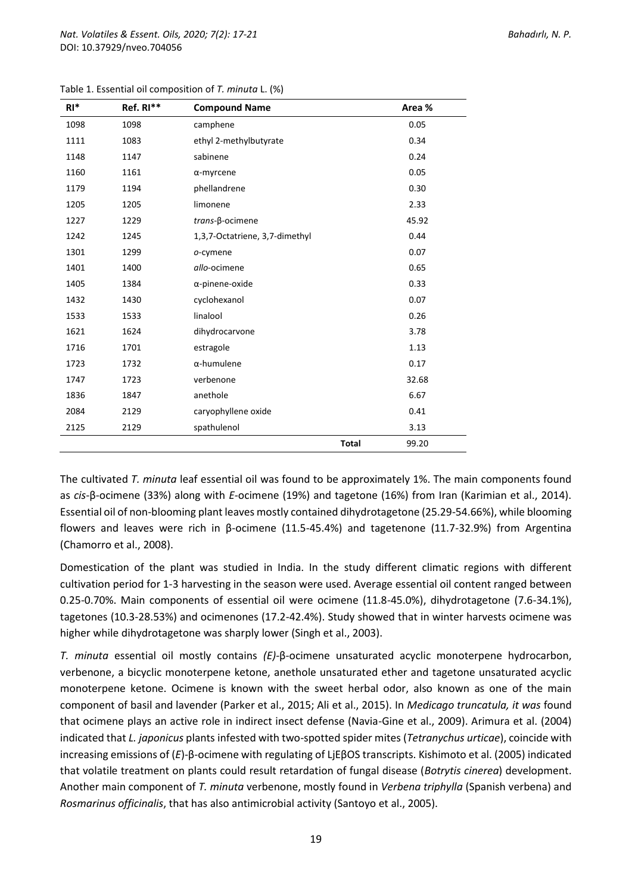Table 1. Essential oil composition of *T. minuta* L. (%)

| RI* | Ref. RI** | Compound Name | | Area % |
|---|---|---|---|---|
| 1098 | 1098 | camphene | | 0.05 |
| 1111 | 1083 | ethyl 2-methylbutyrate | | 0.34 |
| 1148 | 1147 | sabinene | | 0.24 |
| 1160 | 1161 | α-myrcene | | 0.05 |
| 1179 | 1194 | phellandrene | | 0.30 |
| 1205 | 1205 | limonene | | 2.33 |
| 1227 | 1229 | *trans*-β-ocimene | | 45.92 |
| 1242 | 1245 | 1,3,7-Octatriene, 3,7-dimethyl | | 0.44 |
| 1301 | 1299 | *o*-cymene | | 0.07 |
| 1401 | 1400 | *allo*-ocimene | | 0.65 |
| 1405 | 1384 | α-pinene-oxide | | 0.33 |
| 1432 | 1430 | cyclohexanol | | 0.07 |
| 1533 | 1533 | linalool | | 0.26 |
| 1621 | 1624 | dihydrocarvone | | 3.78 |
| 1716 | 1701 | estragole | | 1.13 |
| 1723 | 1732 | α-humulene | | 0.17 |
| 1747 | 1723 | verbenone | | 32.68 |
| 1836 | 1847 | anethole | | 6.67 |
| 2084 | 2129 | caryophyllene oxide | | 0.41 |
| 2125 | 2129 | spathulenol | | 3.13 |
| | | | **Total** | 99.20 |

The cultivated *T. minuta* leaf essential oil was found to be approximately 1%. The main components found as *cis*-β-ocimene (33%) along with *E*-ocimene (19%) and tagetone (16%) from Iran (Karimian et al., 2014). Essential oil of non-blooming plant leaves mostly contained dihydrotagetone (25.29-54.66%), while blooming flowers and leaves were rich in β-ocimene (11.5-45.4%) and tagetenone (11.7-32.9%) from Argentina (Chamorro et al., 2008).

Domestication of the plant was studied in India. In the study different climatic regions with different cultivation period for 1-3 harvesting in the season were used. Average essential oil content ranged between 0.25-0.70%. Main components of essential oil were ocimene (11.8-45.0%), dihydrotagetone (7.6-34.1%), tagetones (10.3-28.53%) and ocimenones (17.2-42.4%). Study showed that in winter harvests ocimene was higher while dihydrotagetone was sharply lower (Singh et al., 2003).

*T. minuta* essential oil mostly contains *(E)*-β-ocimene unsaturated acyclic monoterpene hydrocarbon, verbenone, a bicyclic monoterpene ketone, anethole unsaturated ether and tagetone unsaturated acyclic monoterpene ketone. Ocimene is known with the sweet herbal odor, also known as one of the main component of basil and lavender (Parker et al., 2015; Ali et al., 2015). In *Medicago truncatula, it was* found that ocimene plays an active role in indirect insect defense (Navia-Gine et al., 2009). Arimura et al. (2004) indicated that *L. japonicus* plants infested with two-spotted spider mites (*Tetranychus urticae*), coincide with increasing emissions of (*E*)-β-ocimene with regulating of LjEβOS transcripts. Kishimoto et al. (2005) indicated that volatile treatment on plants could result retardation of fungal disease (*Botrytis cinerea*) development. Another main component of *T. minuta* verbenone, mostly found in *Verbena triphylla* (Spanish verbena) and *Rosmarinus officinalis*, that has also antimicrobial activity (Santoyo et al., 2005).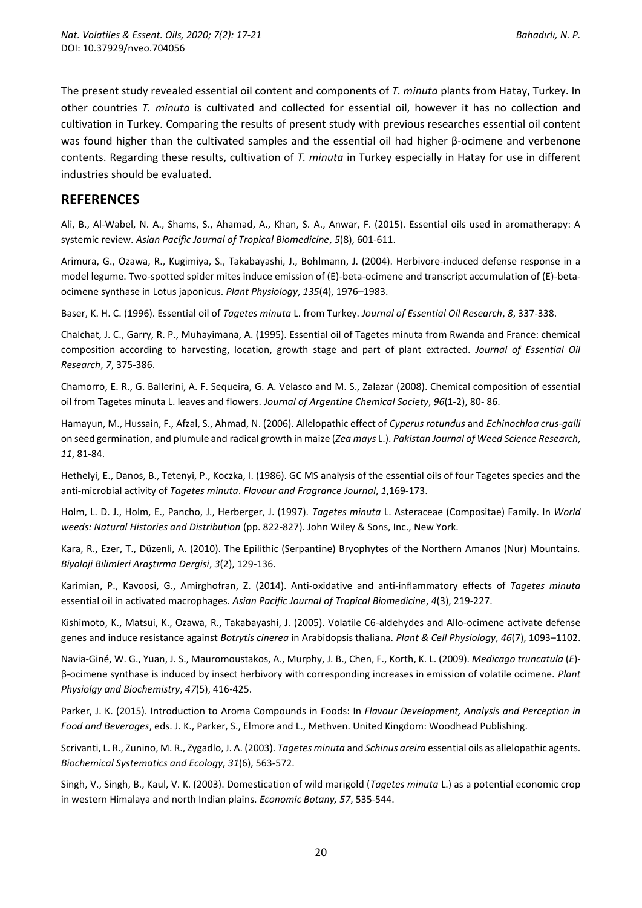The present study revealed essential oil content and components of *T. minuta* plants from Hatay, Turkey. In other countries *T. minuta* is cultivated and collected for essential oil, however it has no collection and cultivation in Turkey. Comparing the results of present study with previous researches essential oil content was found higher than the cultivated samples and the essential oil had higher β-ocimene and verbenone contents. Regarding these results, cultivation of *T. minuta* in Turkey especially in Hatay for use in different industries should be evaluated.

## REFERENCES

Ali, B., Al-Wabel, N. A., Shams, S., Ahamad, A., Khan, S. A., Anwar, F. (2015). Essential oils used in aromatherapy: A systemic review. *Asian Pacific Journal of Tropical Biomedicine*, *5*(8), 601-611.

Arimura, G., Ozawa, R., Kugimiya, S., Takabayashi, J., Bohlmann, J. (2004). Herbivore-induced defense response in a model legume. Two-spotted spider mites induce emission of (E)-beta-ocimene and transcript accumulation of (E)-beta-ocimene synthase in Lotus japonicus. *Plant Physiology*, *135*(4), 1976–1983.

Baser, K. H. C. (1996). Essential oil of *Tagetes minuta* L. from Turkey. *Journal of Essential Oil Research*, *8*, 337-338.

Chalchat, J. C., Garry, R. P., Muhayimana, A. (1995). Essential oil of Tagetes minuta from Rwanda and France: chemical composition according to harvesting, location, growth stage and part of plant extracted. *Journal of Essential Oil Research*, *7*, 375-386.

Chamorro, E. R., G. Ballerini, A. F. Sequeira, G. A. Velasco and M. S., Zalazar (2008). Chemical composition of essential oil from Tagetes minuta L. leaves and flowers. *Journal of Argentine Chemical Society*, *96*(1-2), 80- 86.

Hamayun, M., Hussain, F., Afzal, S., Ahmad, N. (2006). Allelopathic effect of *Cyperus rotundus* and *Echinochloa crus-galli* on seed germination, and plumule and radical growth in maize (*Zea mays* L.). *Pakistan Journal of Weed Science Research*, *11*, 81-84.

Hethelyi, E., Danos, B., Tetenyi, P., Koczka, I. (1986). GC MS analysis of the essential oils of four Tagetes species and the anti-microbial activity of *Tagetes minuta*. *Flavour and Fragrance Journal*, *1*,169-173.

Holm, L. D. J., Holm, E., Pancho, J., Herberger, J. (1997). *Tagetes minuta* L. Asteraceae (Compositae) Family. In *World weeds: Natural Histories and Distribution* (pp. 822-827). John Wiley & Sons, Inc., New York.

Kara, R., Ezer, T., Düzenli, A. (2010). The Epilithic (Serpantine) Bryophytes of the Northern Amanos (Nur) Mountains. *Biyoloji Bilimleri Araştırma Dergisi*, *3*(2), 129-136.

Karimian, P., Kavoosi, G., Amirghofran, Z. (2014). Anti-oxidative and anti-inflammatory effects of *Tagetes minuta* essential oil in activated macrophages. *Asian Pacific Journal of Tropical Biomedicine*, *4*(3), 219-227.

Kishimoto, K., Matsui, K., Ozawa, R., Takabayashi, J. (2005). Volatile C6-aldehydes and Allo-ocimene activate defense genes and induce resistance against *Botrytis cinerea* in Arabidopsis thaliana. *Plant & Cell Physiology*, *46*(7), 1093–1102.

Navia-Giné, W. G., Yuan, J. S., Mauromoustakos, A., Murphy, J. B., Chen, F., Korth, K. L. (2009). *Medicago truncatula* (*E*)-β-ocimene synthase is induced by insect herbivory with corresponding increases in emission of volatile ocimene. *Plant Physiolgy and Biochemistry*, *47*(5), 416-425.

Parker, J. K. (2015). Introduction to Aroma Compounds in Foods: In *Flavour Development, Analysis and Perception in Food and Beverages*, eds. J. K., Parker, S., Elmore and L., Methven. United Kingdom: Woodhead Publishing.

Scrivanti, L. R., Zunino, M. R., Zygadlo, J. A. (2003). *Tagetes minuta* and *Schinus areira* essential oils as allelopathic agents. *Biochemical Systematics and Ecology*, *31*(6), 563-572.

Singh, V., Singh, B., Kaul, V. K. (2003). Domestication of wild marigold (*Tagetes minuta* L.) as a potential economic crop in western Himalaya and north Indian plains. *Economic Botany, 57*, 535-544.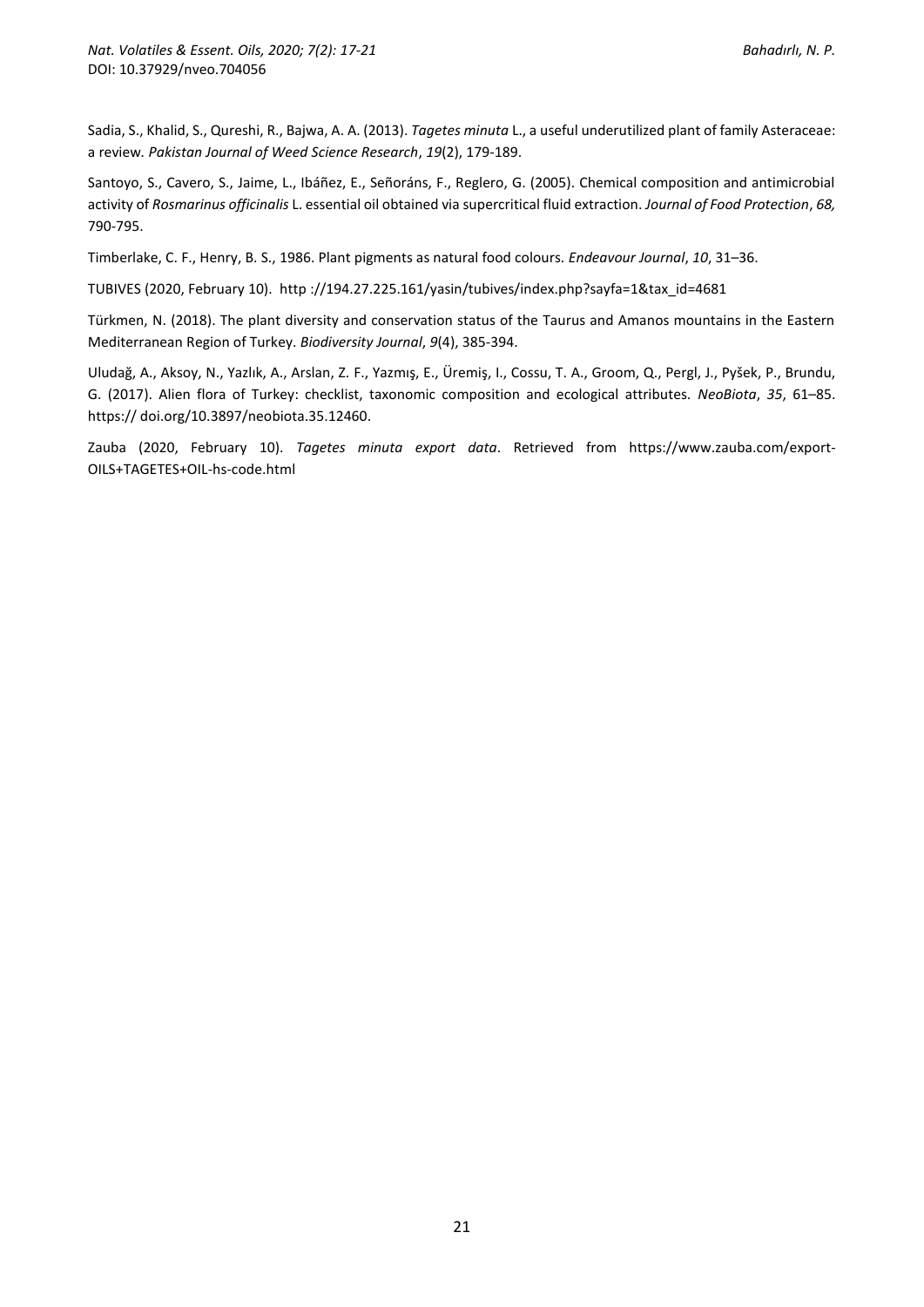Sadia, S., Khalid, S., Qureshi, R., Bajwa, A. A. (2013). *Tagetes minuta* L., a useful underutilized plant of family Asteraceae: a review. *Pakistan Journal of Weed Science Research*, *19*(2), 179-189.

Santoyo, S., Cavero, S., Jaime, L., Ibáñez, E., Señoráns, F., Reglero, G. (2005). Chemical composition and antimicrobial activity of *Rosmarinus officinalis* L. essential oil obtained via supercritical fluid extraction. *Journal of Food Protection*, *68,* 790-795.

Timberlake, C. F., Henry, B. S., 1986. Plant pigments as natural food colours. *Endeavour Journal*, *10*, 31–36.

TUBIVES (2020, February 10). http ://194.27.225.161/yasin/tubives/index.php?sayfa=1&tax_id=4681

Türkmen, N. (2018). The plant diversity and conservation status of the Taurus and Amanos mountains in the Eastern Mediterranean Region of Turkey. *Biodiversity Journal*, *9*(4), 385-394.

Uludağ, A., Aksoy, N., Yazlık, A., Arslan, Z. F., Yazmış, E., Üremiş, I., Cossu, T. A., Groom, Q., Pergl, J., Pyšek, P., Brundu, G. (2017). Alien flora of Turkey: checklist, taxonomic composition and ecological attributes. *NeoBiota*, *35*, 61–85. https:// doi.org/10.3897/neobiota.35.12460.

Zauba (2020, February 10). *Tagetes minuta export data*. Retrieved from https://www.zauba.com/export-OILS+TAGETES+OIL-hs-code.html